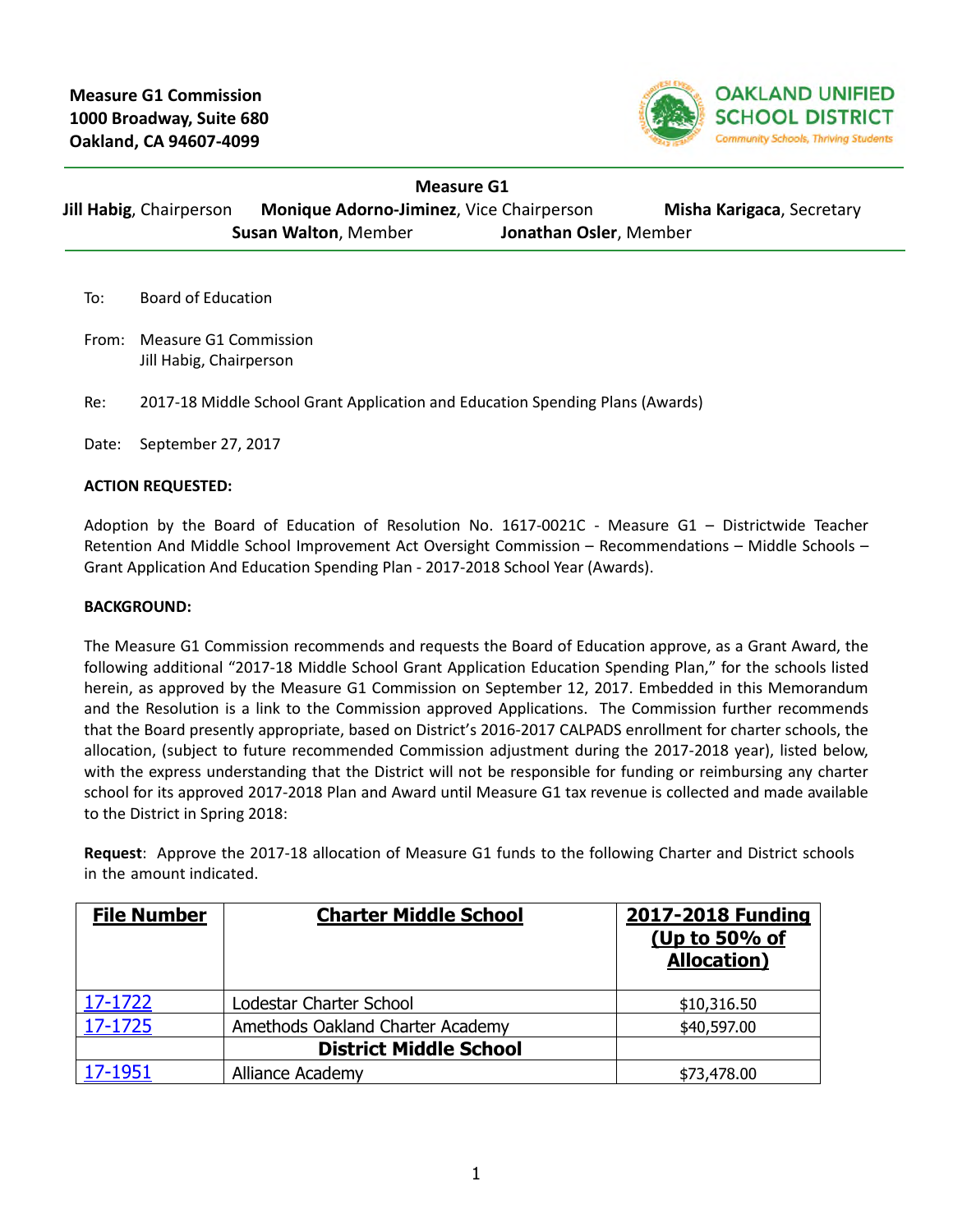Measure G1 Commission
1000 Broadway, Suite 680
Oakland, CA 94607-4099

OAKLAND UNIFIED SCHOOL DISTRICT
Community Schools, Thriving Students

**Measure G1**

**Jill Habig**, Chairperson **Monique Adorno-Jiminez**, Vice Chairperson **Misha Karigaca**, Secretary
**Susan Walton**, Member **Jonathan Osler**, Member

To: Board of Education

From: Measure G1 Commission
Jill Habig, Chairperson

Re: 2017-18 Middle School Grant Application and Education Spending Plans (Awards)

Date: September 27, 2017

**ACTION REQUESTED:**

Adoption by the Board of Education of Resolution No. 1617-0021C - Measure G1 – Districtwide Teacher Retention And Middle School Improvement Act Oversight Commission – Recommendations – Middle Schools – Grant Application And Education Spending Plan - 2017-2018 School Year (Awards).

**BACKGROUND:**

The Measure G1 Commission recommends and requests the Board of Education approve, as a Grant Award, the following additional "2017-18 Middle School Grant Application Education Spending Plan," for the schools listed herein, as approved by the Measure G1 Commission on September 12, 2017. Embedded in this Memorandum and the Resolution is a link to the Commission approved Applications. The Commission further recommends that the Board presently appropriate, based on District's 2016-2017 CALPADS enrollment for charter schools, the allocation, (subject to future recommended Commission adjustment during the 2017-2018 year), listed below, with the express understanding that the District will not be responsible for funding or reimbursing any charter school for its approved 2017-2018 Plan and Award until Measure G1 tax revenue is collected and made available to the District in Spring 2018:

**Request**: Approve the 2017-18 allocation of Measure G1 funds to the following Charter and District schools in the amount indicated.

| File Number | Charter Middle School | 2017-2018 Funding (Up to 50% of Allocation) |
|---|---|---|
| 17-1722 | Lodestar Charter School | $10,316.50 |
| 17-1725 | Amethods Oakland Charter Academy | $40,597.00 |
| | **District Middle School** | |
| 17-1951 | Alliance Academy | $73,478.00 |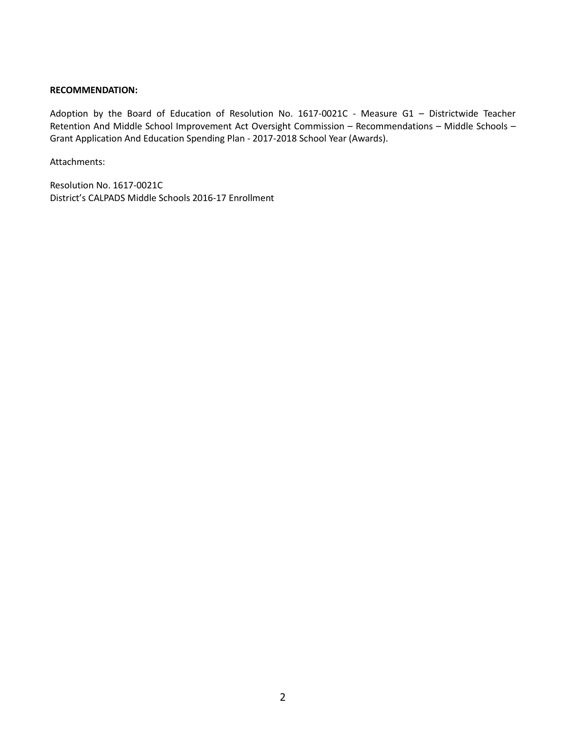**RECOMMENDATION:**

Adoption by the Board of Education of Resolution No. 1617-0021C - Measure G1 – Districtwide Teacher Retention And Middle School Improvement Act Oversight Commission – Recommendations – Middle Schools – Grant Application And Education Spending Plan - 2017-2018 School Year (Awards).

Attachments:

Resolution No. 1617-0021C
District's CALPADS Middle Schools 2016-17 Enrollment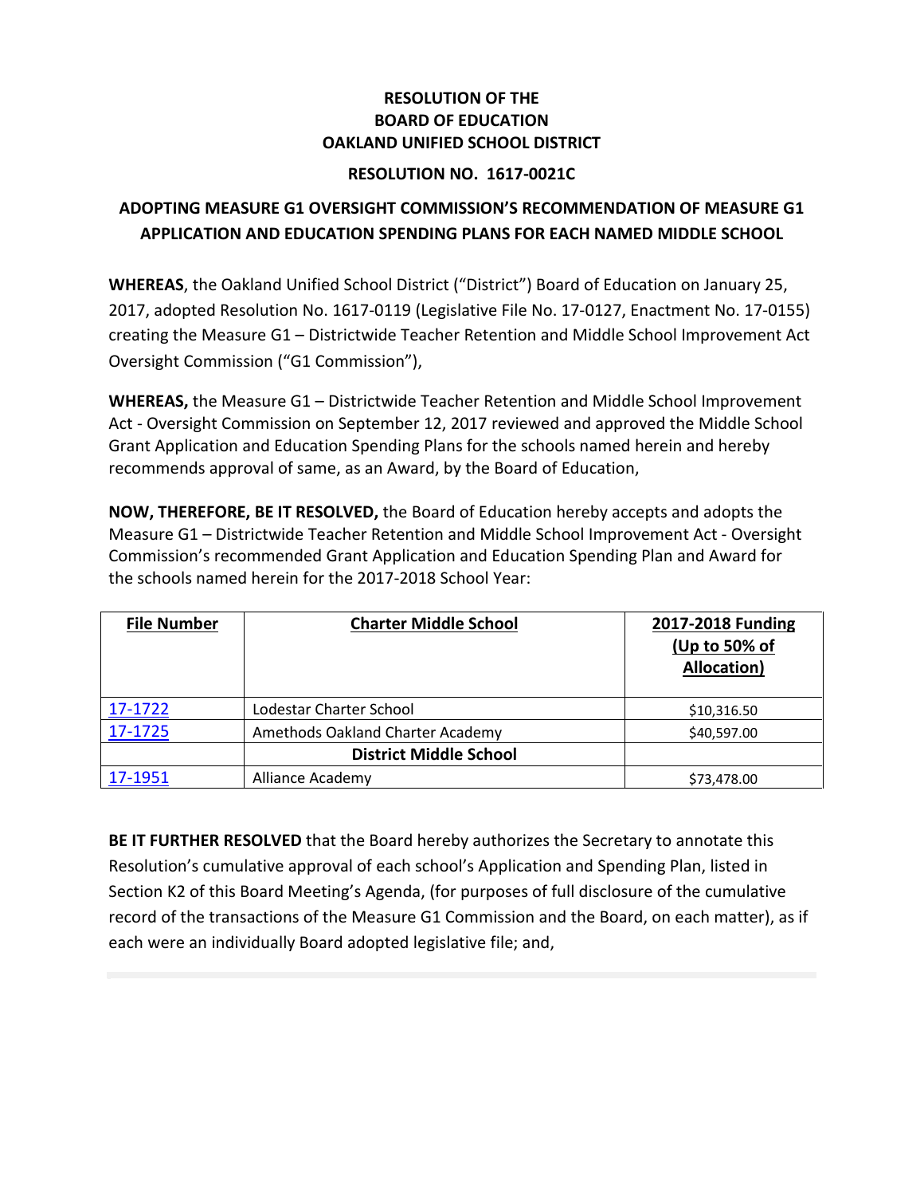**RESOLUTION OF THE**
**BOARD OF EDUCATION**
**OAKLAND UNIFIED SCHOOL DISTRICT**

**RESOLUTION NO. 1617-0021C**

**ADOPTING MEASURE G1 OVERSIGHT COMMISSION'S RECOMMENDATION OF MEASURE G1 APPLICATION AND EDUCATION SPENDING PLANS FOR EACH NAMED MIDDLE SCHOOL**

**WHEREAS**, the Oakland Unified School District ("District") Board of Education on January 25, 2017, adopted Resolution No. 1617-0119 (Legislative File No. 17-0127, Enactment No. 17-0155) creating the Measure G1 – Districtwide Teacher Retention and Middle School Improvement Act Oversight Commission ("G1 Commission"),

**WHEREAS,** the Measure G1 – Districtwide Teacher Retention and Middle School Improvement Act - Oversight Commission on September 12, 2017 reviewed and approved the Middle School Grant Application and Education Spending Plans for the schools named herein and hereby recommends approval of same, as an Award, by the Board of Education,

**NOW, THEREFORE, BE IT RESOLVED,** the Board of Education hereby accepts and adopts the Measure G1 – Districtwide Teacher Retention and Middle School Improvement Act - Oversight Commission's recommended Grant Application and Education Spending Plan and Award for the schools named herein for the 2017-2018 School Year:

| File Number | Charter Middle School | 2017-2018 Funding (Up to 50% of Allocation) |
|---|---|---|
| 17-1722 | Lodestar Charter School | $10,316.50 |
| 17-1725 | Amethods Oakland Charter Academy | $40,597.00 |
| | **District Middle School** | |
| 17-1951 | Alliance Academy | $73,478.00 |

**BE IT FURTHER RESOLVED** that the Board hereby authorizes the Secretary to annotate this Resolution's cumulative approval of each school's Application and Spending Plan, listed in Section K2 of this Board Meeting's Agenda, (for purposes of full disclosure of the cumulative record of the transactions of the Measure G1 Commission and the Board, on each matter), as if each were an individually Board adopted legislative file; and,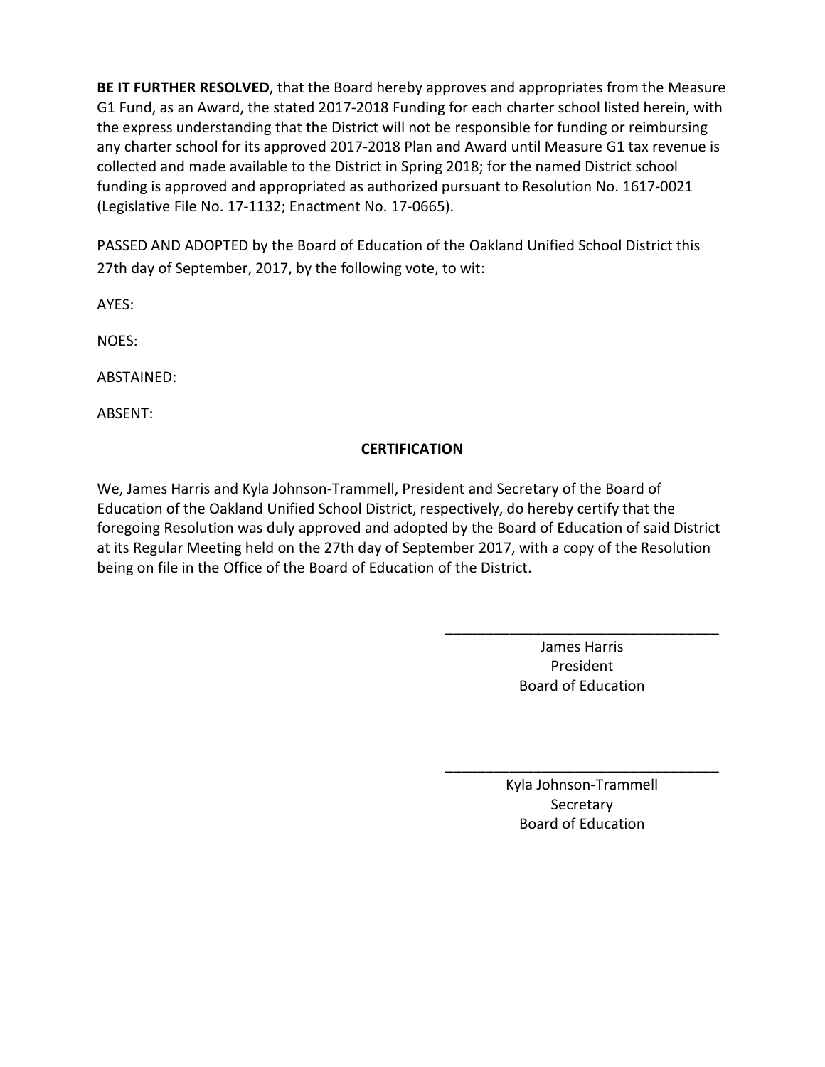**BE IT FURTHER RESOLVED**, that the Board hereby approves and appropriates from the Measure G1 Fund, as an Award, the stated 2017-2018 Funding for each charter school listed herein, with the express understanding that the District will not be responsible for funding or reimbursing any charter school for its approved 2017-2018 Plan and Award until Measure G1 tax revenue is collected and made available to the District in Spring 2018; for the named District school funding is approved and appropriated as authorized pursuant to Resolution No. 1617-0021 (Legislative File No. 17-1132; Enactment No. 17-0665).

PASSED AND ADOPTED by the Board of Education of the Oakland Unified School District this 27th day of September, 2017, by the following vote, to wit:

AYES:

NOES:

ABSTAINED:

ABSENT:

**CERTIFICATION**

We, James Harris and Kyla Johnson-Trammell, President and Secretary of the Board of Education of the Oakland Unified School District, respectively, do hereby certify that the foregoing Resolution was duly approved and adopted by the Board of Education of said District at its Regular Meeting held on the 27th day of September 2017, with a copy of the Resolution being on file in the Office of the Board of Education of the District.

\_\_\_\_\_\_\_\_\_\_\_\_\_\_\_\_\_\_\_\_\_\_\_\_\_\_\_\_\_\_\_\_\_\_\_
James Harris
President
Board of Education

\_\_\_\_\_\_\_\_\_\_\_\_\_\_\_\_\_\_\_\_\_\_\_\_\_\_\_\_\_\_\_\_\_\_\_
Kyla Johnson-Trammell
Secretary
Board of Education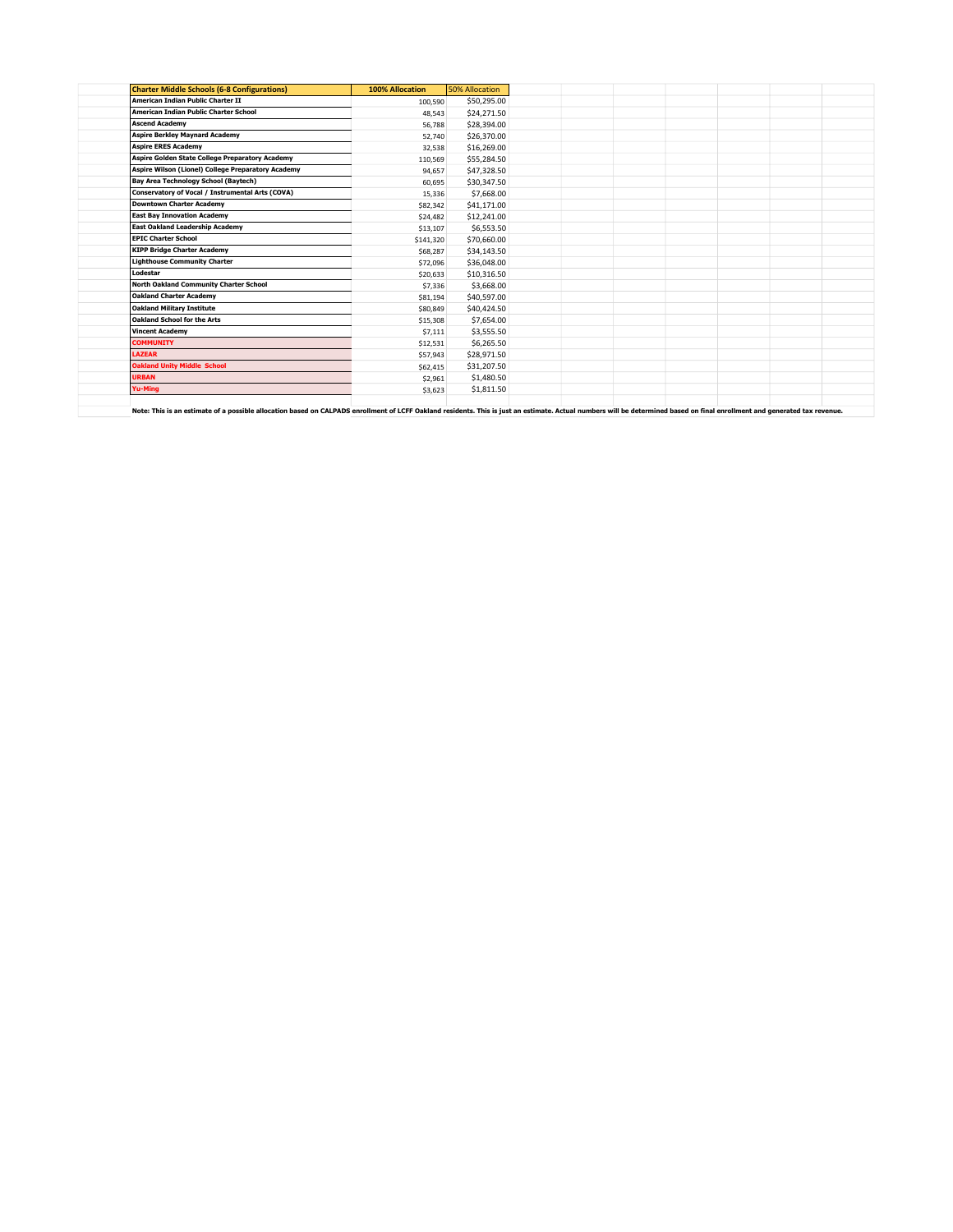| Charter Middle Schools (6-8 Configurations) | 100% Allocation | 50% Allocation |
|---|---|---|
| American Indian Public Charter II | 100,590 | $50,295.00 |
| American Indian Public Charter School | 48,543 | $24,271.50 |
| Ascend Academy | 56,788 | $28,394.00 |
| Aspire Berkley Maynard Academy | 52,740 | $26,370.00 |
| Aspire ERES Academy | 32,538 | $16,269.00 |
| Aspire Golden State College Preparatory Academy | 110,569 | $55,284.50 |
| Aspire Wilson (Lionel) College Preparatory Academy | 94,657 | $47,328.50 |
| Bay Area Technology School (Baytech) | 60,695 | $30,347.50 |
| Conservatory of Vocal / Instrumental Arts (COVA) | 15,336 | $7,668.00 |
| Downtown Charter Academy | $82,342 | $41,171.00 |
| East Bay Innovation Academy | $24,482 | $12,241.00 |
| East Oakland Leadership Academy | $13,107 | $6,553.50 |
| EPIC Charter School | $141,320 | $70,660.00 |
| KIPP Bridge Charter Academy | $68,287 | $34,143.50 |
| Lighthouse Community Charter | $72,096 | $36,048.00 |
| Lodestar | $20,633 | $10,316.50 |
| North Oakland Community Charter School | $7,336 | $3,668.00 |
| Oakland Charter Academy | $81,194 | $40,597.00 |
| Oakland Military Institute | $80,849 | $40,424.50 |
| Oakland School for the Arts | $15,308 | $7,654.00 |
| Vincent Academy | $7,111 | $3,555.50 |
| COMMUNITY | $12,531 | $6,265.50 |
| LAZEAR | $57,943 | $28,971.50 |
| Oakland Unity Middle School | $62,415 | $31,207.50 |
| URBAN | $2,961 | $1,480.50 |
| Yu-Ming | $3,623 | $1,811.50 |

**Note: This is an estimate of a possible allocation based on CALPADS enrollment of LCFF Oakland residents. This is just an estimate. Actual numbers will be determined based on final enrollment and generated tax revenue.**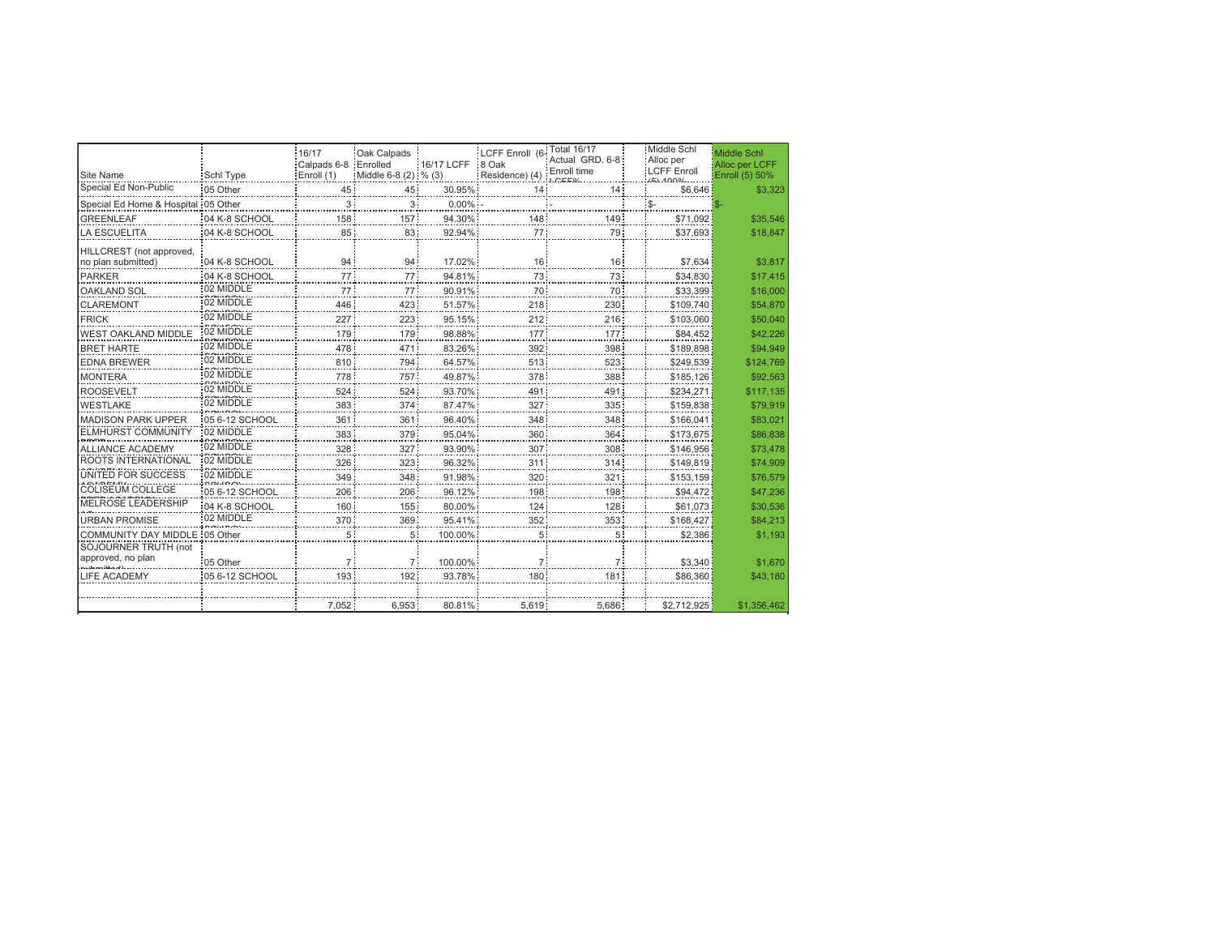| Site Name | Schl Type | 16/17 Calpads 6-8 Enroll (1) | Oak Calpads Enrolled Middle 6-8 (2) | 16/17 LCFF % (3) | LCFF Enroll (6-8 Oak Residence) (4) | Total 16/17 Actual GRD. 6-8 Enroll time LCFF% | | Middle Schl Alloc per LCFF Enroll (5) 100% | Middle Schl Alloc per LCFF Enroll (5) 50% |
|---|---|---|---|---|---|---|---|---|---|
| Special Ed Non-Public | 05 Other | 45 | 45 | 30.95% | 14 | 14 | | $6,646 | $3,323 |
| Special Ed Home & Hospital | 05 Other | 3 | 3 | 0.00% | - | - | | $- | $- |
| GREENLEAF | 04 K-8 SCHOOL | 158 | 157 | 94.30% | 148 | 149 | | $71,092 | $35,546 |
| LA ESCUELITA | 04 K-8 SCHOOL | 85 | 83 | 92.94% | 77 | 79 | | $37,693 | $18,847 |
| HILLCREST (not approved, no plan submitted) | 04 K-8 SCHOOL | 94 | 94 | 17.02% | 16 | 16 | | $7,634 | $3,817 |
| PARKER | 04 K-8 SCHOOL | 77 | 77 | 94.81% | 73 | 73 | | $34,830 | $17,415 |
| OAKLAND SOL | 02 MIDDLE | 77 | 77 | 90.91% | 70 | 70 | | $33,399 | $16,000 |
| CLAREMONT | 02 MIDDLE | 446 | 423 | 51.57% | 218 | 230 | | $109,740 | $54,870 |
| FRICK | 02 MIDDLE | 227 | 223 | 95.15% | 212 | 216 | | $103,060 | $50,040 |
| WEST OAKLAND MIDDLE | 02 MIDDLE | 179 | 179 | 98.88% | 177 | 177 | | $84,452 | $42,226 |
| BRET HARTE | 02 MIDDLE | 478 | 471 | 83.26% | 392 | 398 | | $189,898 | $94,949 |
| EDNA BREWER | 02 MIDDLE | 810 | 794 | 64.57% | 513 | 523 | | $249,539 | $124,769 |
| MONTERA | 02 MIDDLE | 778 | 757 | 49.87% | 378 | 388 | | $185,126 | $92,563 |
| ROOSEVELT | 02 MIDDLE | 524 | 524 | 93.70% | 491 | 491 | | $234,271 | $117,135 |
| WESTLAKE | 02 MIDDLE | 383 | 374 | 87.47% | 327 | 335 | | $159,838 | $79,919 |
| MADISON PARK UPPER | 05 6-12 SCHOOL | 361 | 361 | 96.40% | 348 | 348 | | $166,041 | $83,021 |
| ELMHURST COMMUNITY | 02 MIDDLE | 383 | 379 | 95.04% | 360 | 364 | | $173,675 | $86,838 |
| ALLIANCE ACADEMY | 02 MIDDLE | 328 | 327 | 93.90% | 307 | 308 | | $146,956 | $73,478 |
| ROOTS INTERNATIONAL | 02 MIDDLE | 326 | 323 | 96.32% | 311 | 314 | | $149,819 | $74,909 |
| UNITED FOR SUCCESS | 02 MIDDLE | 349 | 348 | 91.98% | 320 | 321 | | $153,159 | $76,579 |
| COLISEUM COLLEGE | 05 6-12 SCHOOL | 206 | 206 | 96.12% | 198 | 198 | | $94,472 | $47,236 |
| MELROSE LEADERSHIP | 04 K-8 SCHOOL | 160 | 155 | 80.00% | 124 | 128 | | $61,073 | $30,536 |
| URBAN PROMISE | 02 MIDDLE | 370 | 369 | 95.41% | 352 | 353 | | $168,427 | $84,213 |
| COMMUNITY DAY MIDDLE | 05 Other | 5 | 5 | 100.00% | 5 | 5 | | $2,386 | $1,193 |
| SOJOURNER TRUTH (not approved, no plan submitted) | 05 Other | 7 | 7 | 100.00% | 7 | 7 | | $3,340 | $1,670 |
| LIFE ACADEMY | 05 6-12 SCHOOL | 193 | 192 | 93.78% | 180 | 181 | | $86,360 | $43,180 |
| | | 7,052 | 6,953 | 80.81% | 5,619 | 5,686 | | $2,712,925 | $1,356,462 |